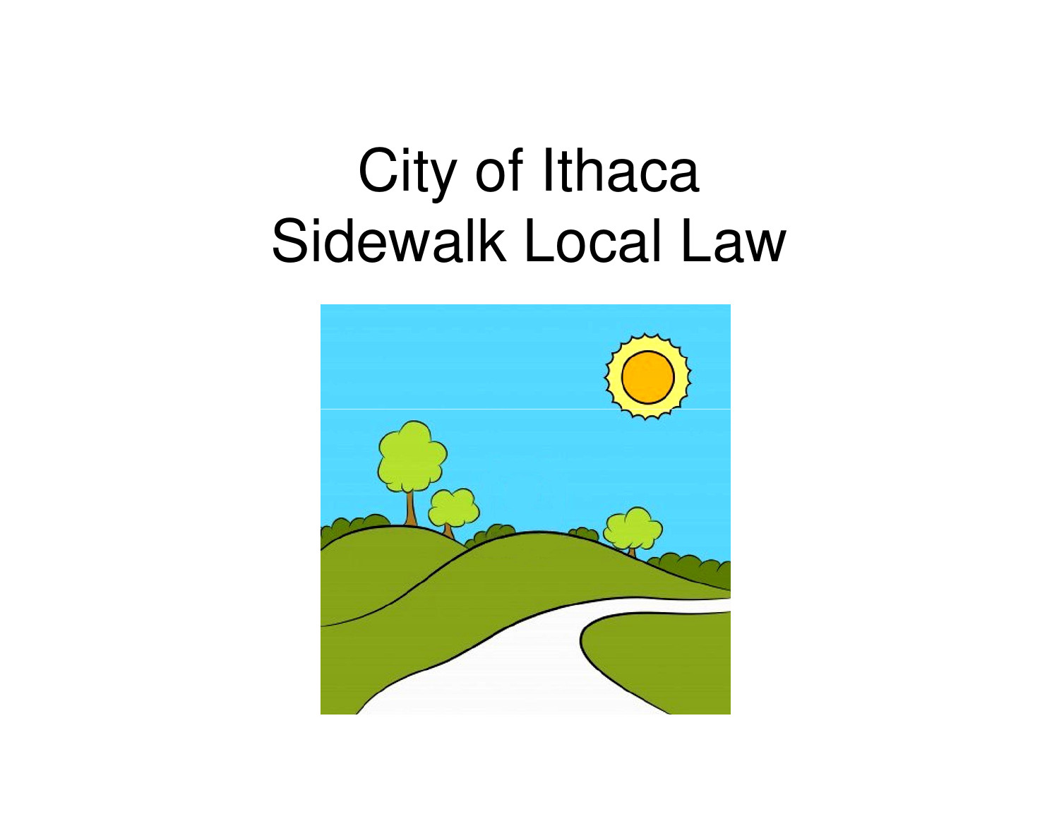# City of Ithaca Sidewalk Local Law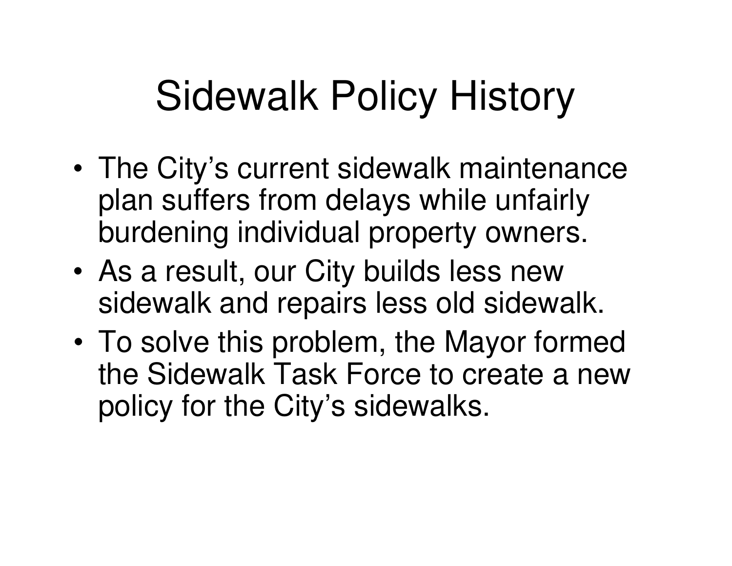# Sidewalk Policy History

- The City's current sidewalk maintenance plan suffers from delays while unfairly burdening individual property owners.
- As a result, our City builds less new sidewalk and repairs less old sidewalk.
- To solve this problem, the Mayor formed the Sidewalk Task Force to create a new policy for the City's sidewalks.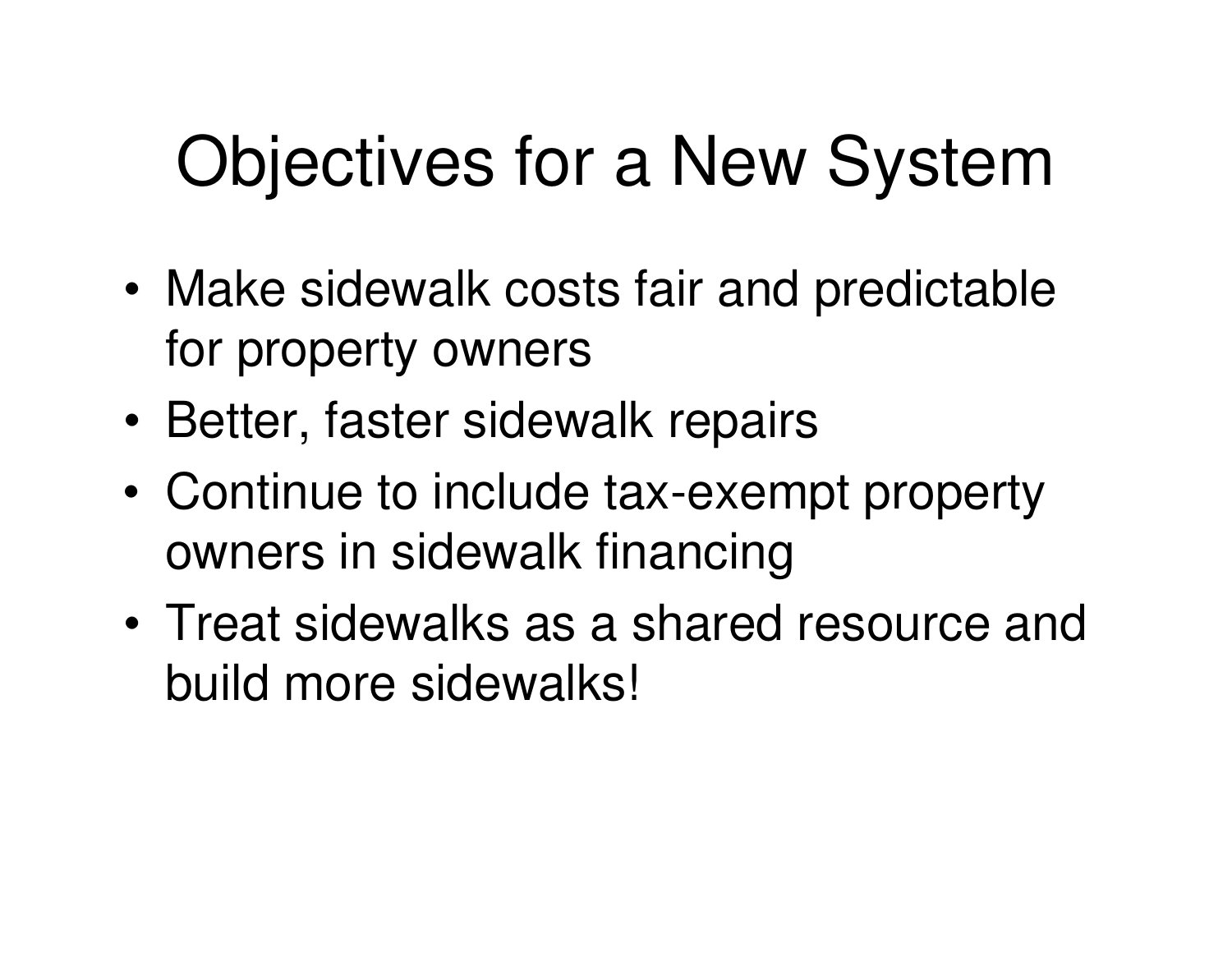# Objectives for a New System

- Make sidewalk costs fair and predictable for property owners
- Better, faster sidewalk repairs
- Continue to include tax-exempt property owners in sidewalk financing
- Treat sidewalks as a shared resource and build more sidewalks!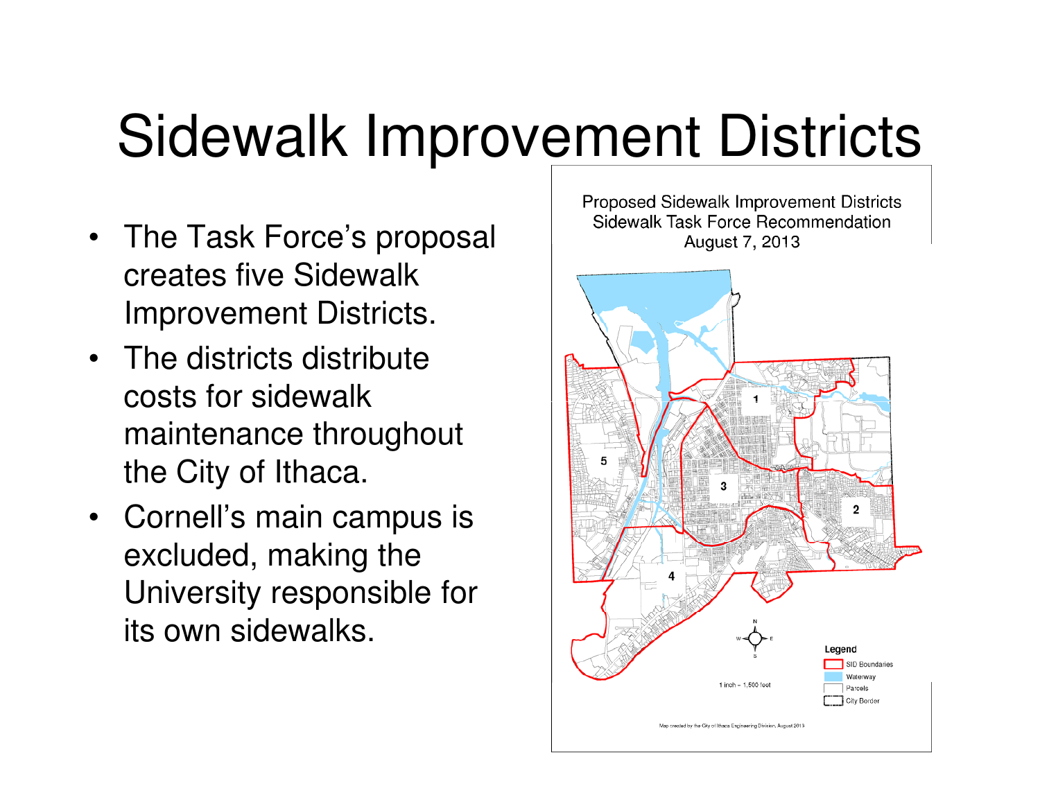# Sidewalk Improvement Districts

- The Task Force's proposal creates five Sidewalk Improvement Districts.
- The districts distribute costs for sidewalk maintenance throughout the City of Ithaca.
- Cornell's main campus is excluded, making the University responsible for its own sidewalks.

Proposed Sidewalk Improvement Districts
Sidewalk Task Force Recommendation
August 7, 2013

Legend
- SID Boundaries
- Waterway
- Parcels
- City Border

1 inch = 1,500 feet

Map created by the City of Ithaca Engineering Division, August 2013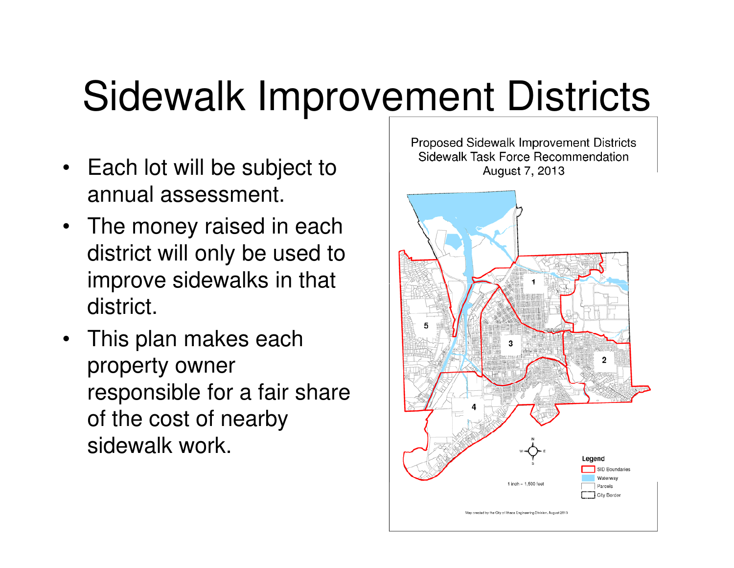# Sidewalk Improvement Districts

- Each lot will be subject to annual assessment.
- The money raised in each district will only be used to improve sidewalks in that district.
- This plan makes each property owner responsible for a fair share of the cost of nearby sidewalk work.

Proposed Sidewalk Improvement Districts
Sidewalk Task Force Recommendation
August 7, 2013

1 inch = 1,500 feet

Legend
- SID Boundaries
- Waterway
- Parcels
- City Border

Map created by the City of Ithaca Engineering Division, August 2013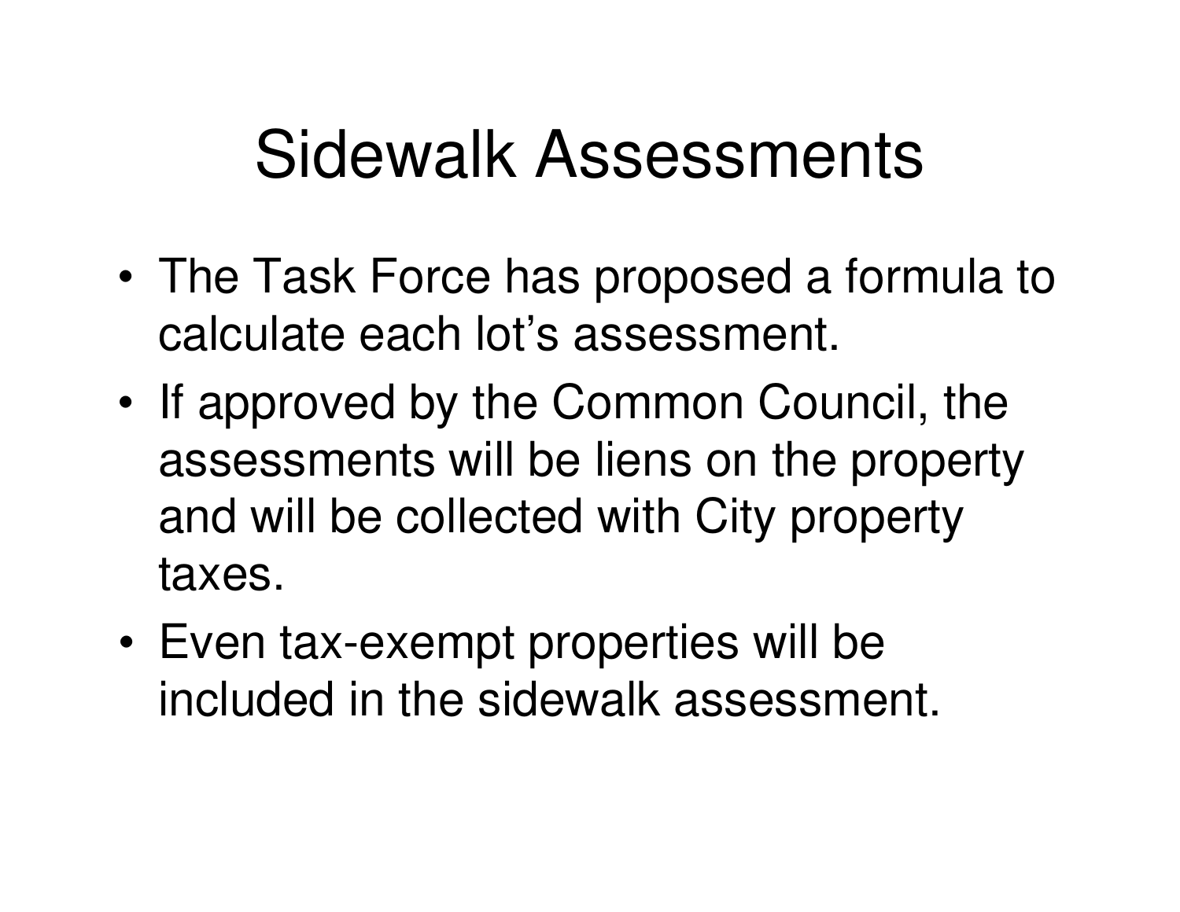# Sidewalk Assessments

- The Task Force has proposed a formula to calculate each lot's assessment.
- If approved by the Common Council, the assessments will be liens on the property and will be collected with City property taxes.
- Even tax-exempt properties will be included in the sidewalk assessment.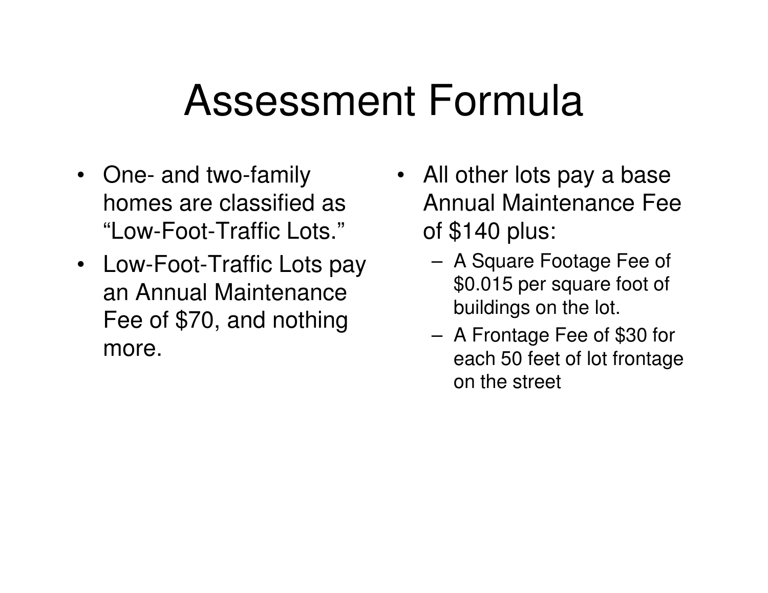# Assessment Formula

- One- and two-family homes are classified as "Low-Foot-Traffic Lots."
- Low-Foot-Traffic Lots pay an Annual Maintenance Fee of $70, and nothing more.

- All other lots pay a base Annual Maintenance Fee of $140 plus:
  - A Square Footage Fee of $0.015 per square foot of buildings on the lot.
  - A Frontage Fee of $30 for each 50 feet of lot frontage on the street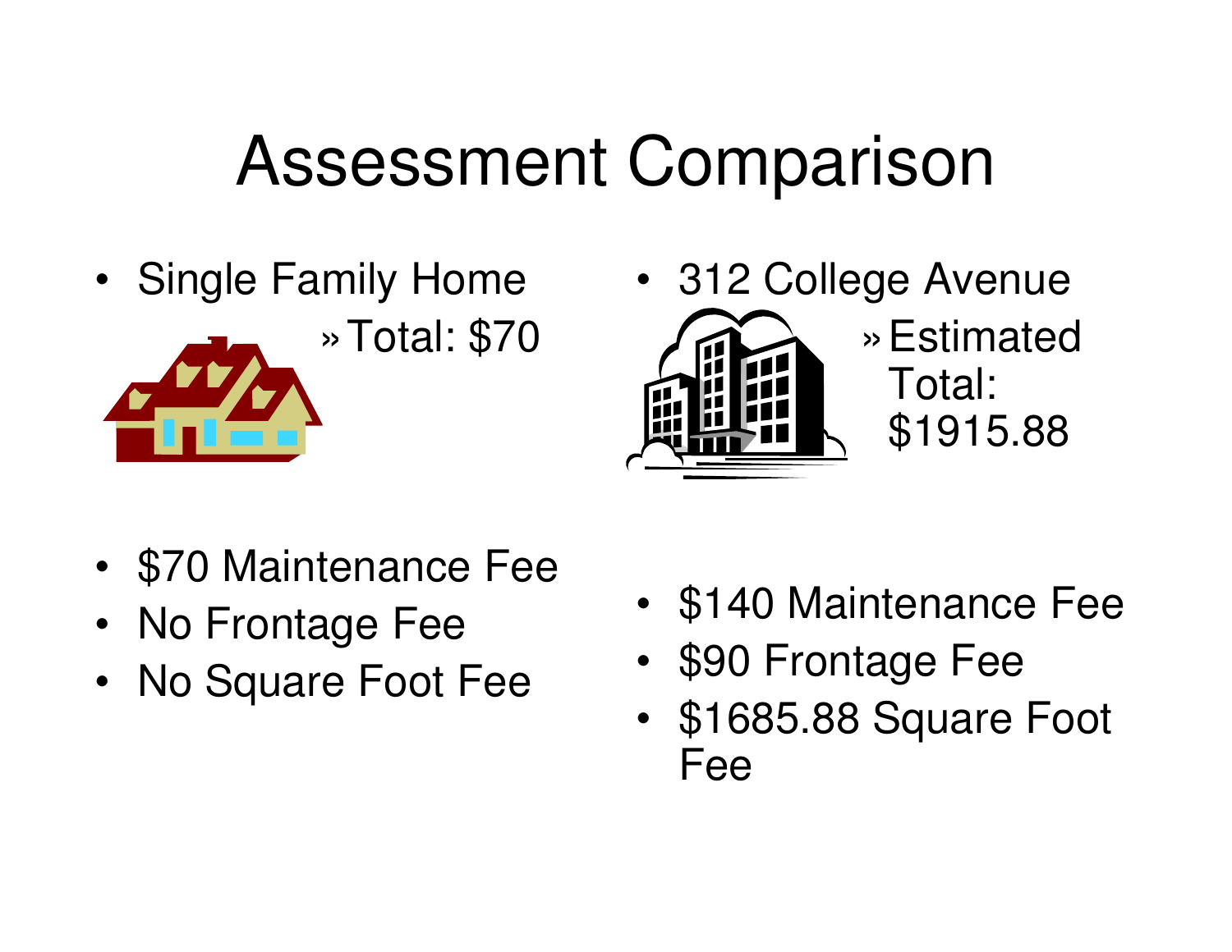# Assessment Comparison

- Single Family Home
  - » Total: $70
- 312 College Avenue
  - » Estimated Total: $1915.88

- $70 Maintenance Fee
- No Frontage Fee
- No Square Foot Fee

- $140 Maintenance Fee
- $90 Frontage Fee
- $1685.88 Square Foot Fee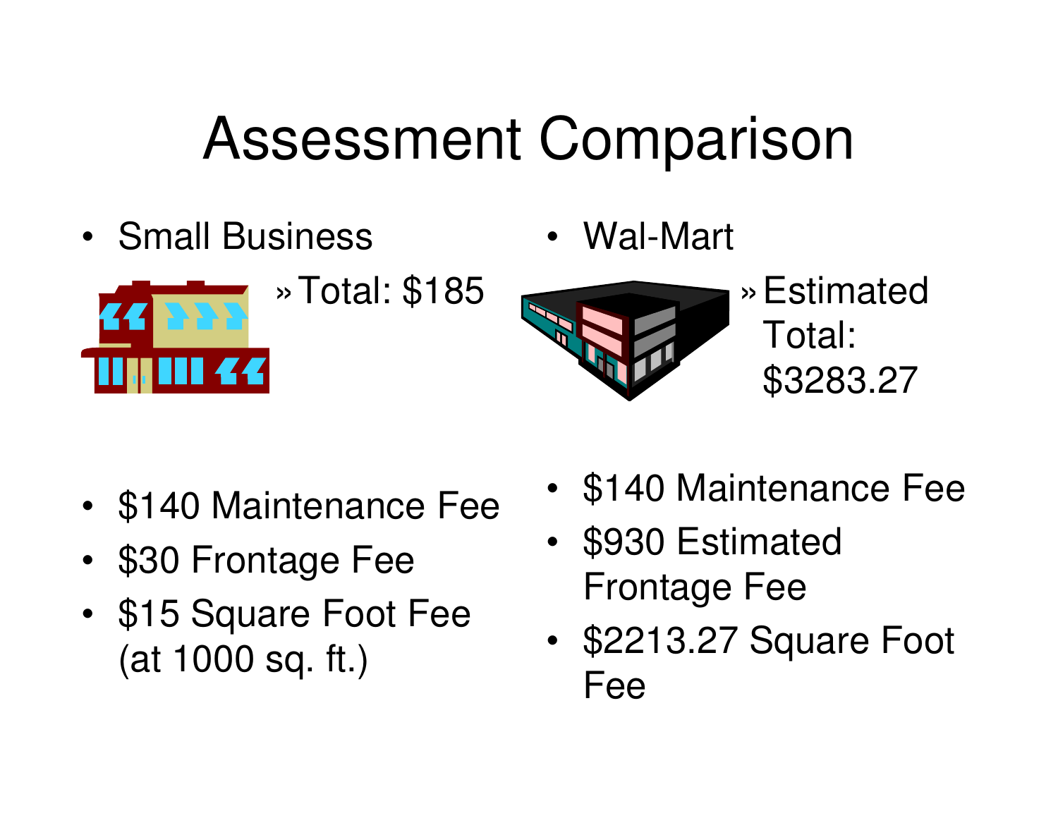# Assessment Comparison

- Small Business
  - Total: $185
- $140 Maintenance Fee
- $30 Frontage Fee
- $15 Square Foot Fee (at 1000 sq. ft.)

- Wal-Mart
  - Estimated Total: $3283.27
- $140 Maintenance Fee
- $930 Estimated Frontage Fee
- $2213.27 Square Foot Fee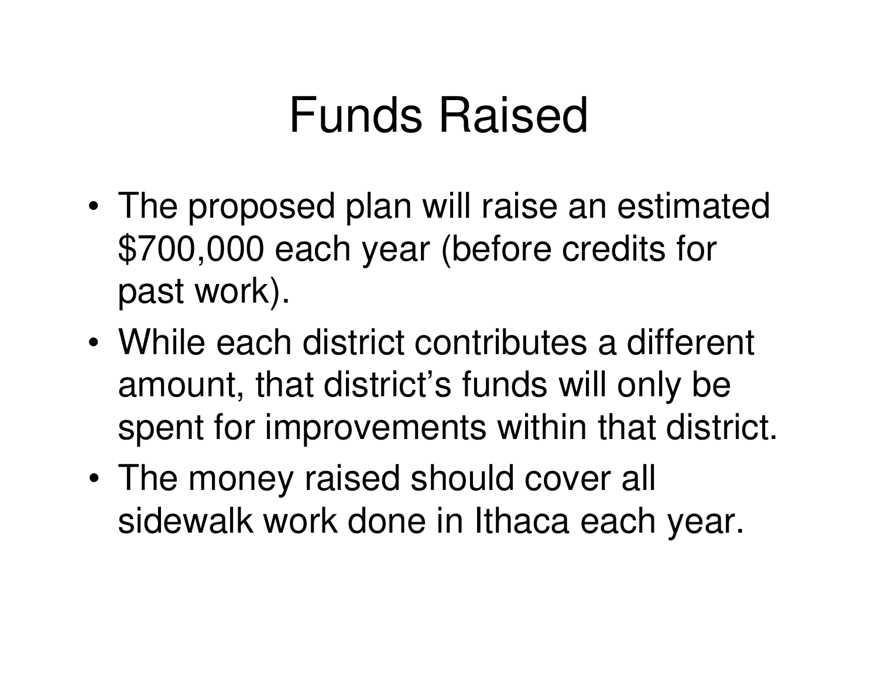# Funds Raised

- The proposed plan will raise an estimated $700,000 each year (before credits for past work).
- While each district contributes a different amount, that district's funds will only be spent for improvements within that district.
- The money raised should cover all sidewalk work done in Ithaca each year.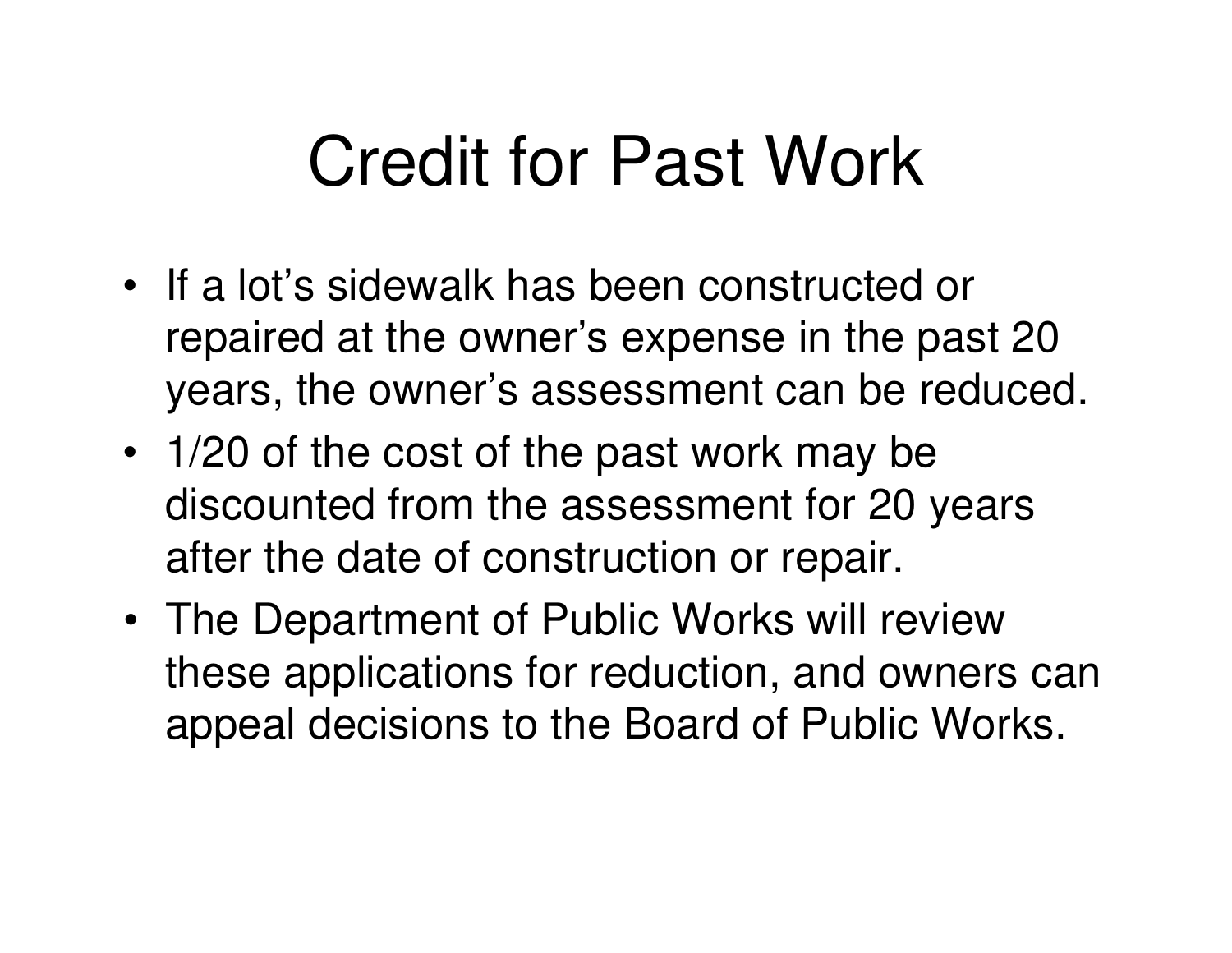# Credit for Past Work

- If a lot's sidewalk has been constructed or repaired at the owner's expense in the past 20 years, the owner's assessment can be reduced.
- 1/20 of the cost of the past work may be discounted from the assessment for 20 years after the date of construction or repair.
- The Department of Public Works will review these applications for reduction, and owners can appeal decisions to the Board of Public Works.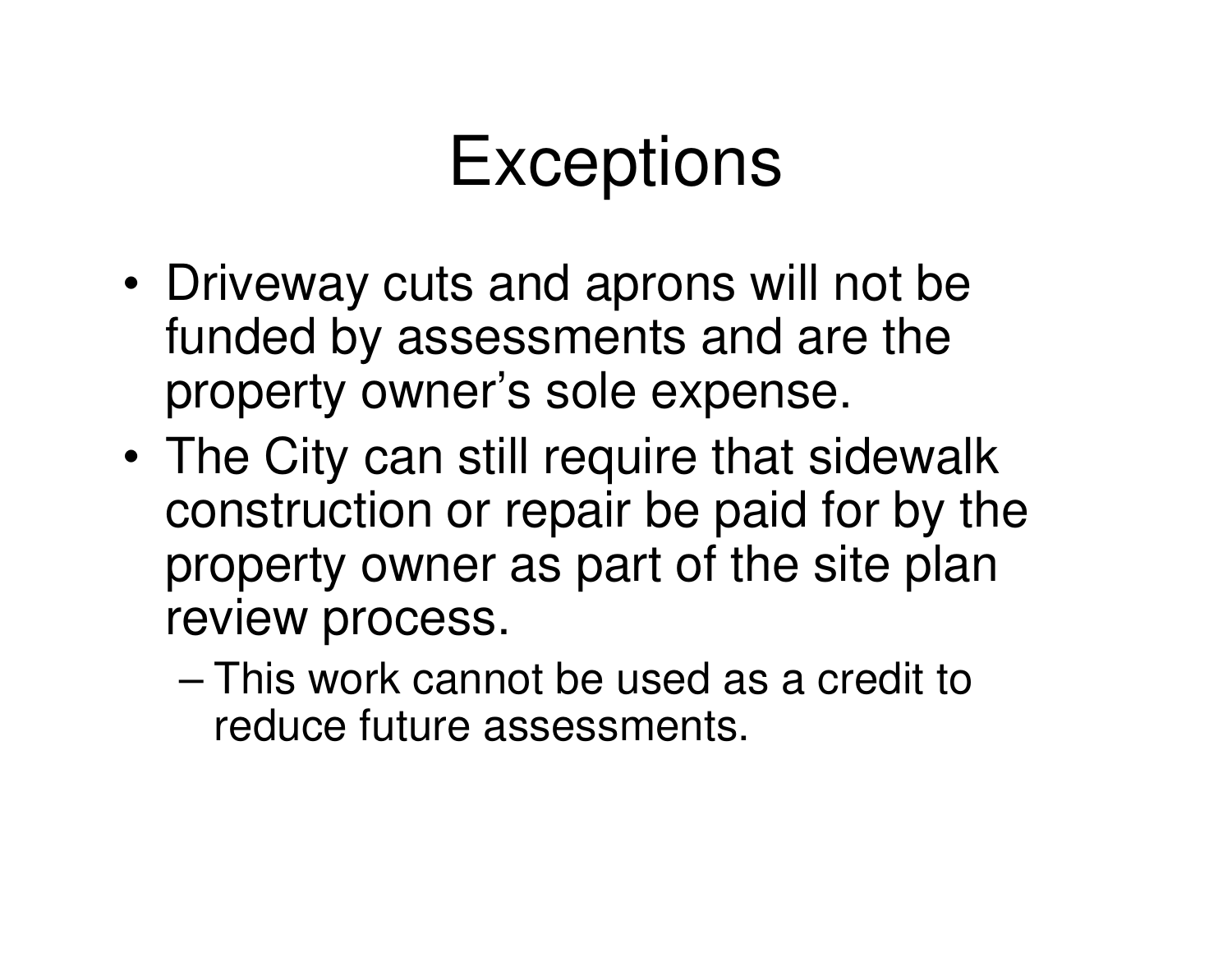# Exceptions

- Driveway cuts and aprons will not be funded by assessments and are the property owner's sole expense.
- The City can still require that sidewalk construction or repair be paid for by the property owner as part of the site plan review process.
  - This work cannot be used as a credit to reduce future assessments.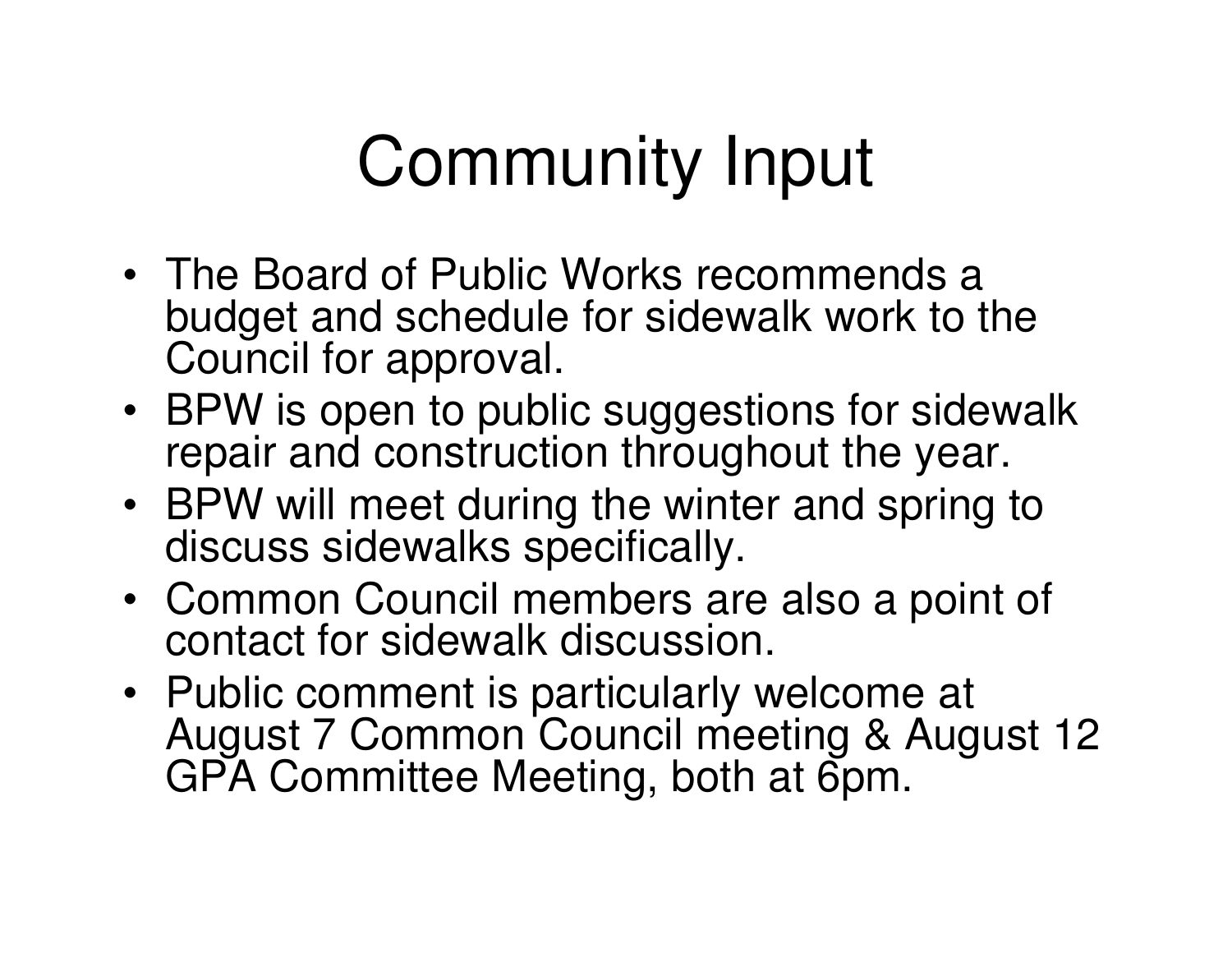# Community Input

- The Board of Public Works recommends a budget and schedule for sidewalk work to the Council for approval.
- BPW is open to public suggestions for sidewalk repair and construction throughout the year.
- BPW will meet during the winter and spring to discuss sidewalks specifically.
- Common Council members are also a point of contact for sidewalk discussion.
- Public comment is particularly welcome at August 7 Common Council meeting & August 12 GPA Committee Meeting, both at 6pm.